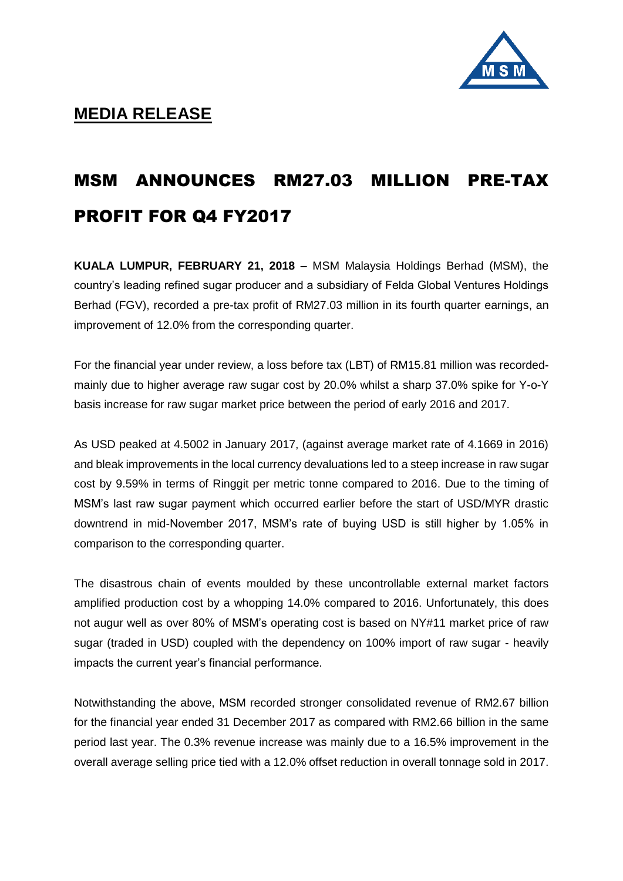## MEDIA RELEASE

# MSM ANNOUNCES RM27.03 MILLION PRE-TAX PROFIT FOR Q4 FY2017

**KUALA LUMPUR, FEBRUARY 21, 2018 –** MSM Malaysia Holdings Berhad (MSM), the country's leading refined sugar producer and a subsidiary of Felda Global Ventures Holdings Berhad (FGV), recorded a pre-tax profit of RM27.03 million in its fourth quarter earnings, an improvement of 12.0% from the corresponding quarter.

For the financial year under review, a loss before tax (LBT) of RM15.81 million was recorded-mainly due to higher average raw sugar cost by 20.0% whilst a sharp 37.0% spike for Y-o-Y basis increase for raw sugar market price between the period of early 2016 and 2017.

As USD peaked at 4.5002 in January 2017, (against average market rate of 4.1669 in 2016) and bleak improvements in the local currency devaluations led to a steep increase in raw sugar cost by 9.59% in terms of Ringgit per metric tonne compared to 2016. Due to the timing of MSM's last raw sugar payment which occurred earlier before the start of USD/MYR drastic downtrend in mid-November 2017, MSM's rate of buying USD is still higher by 1.05% in comparison to the corresponding quarter.

The disastrous chain of events moulded by these uncontrollable external market factors amplified production cost by a whopping 14.0% compared to 2016. Unfortunately, this does not augur well as over 80% of MSM's operating cost is based on NY#11 market price of raw sugar (traded in USD) coupled with the dependency on 100% import of raw sugar - heavily impacts the current year's financial performance.

Notwithstanding the above, MSM recorded stronger consolidated revenue of RM2.67 billion for the financial year ended 31 December 2017 as compared with RM2.66 billion in the same period last year. The 0.3% revenue increase was mainly due to a 16.5% improvement in the overall average selling price tied with a 12.0% offset reduction in overall tonnage sold in 2017.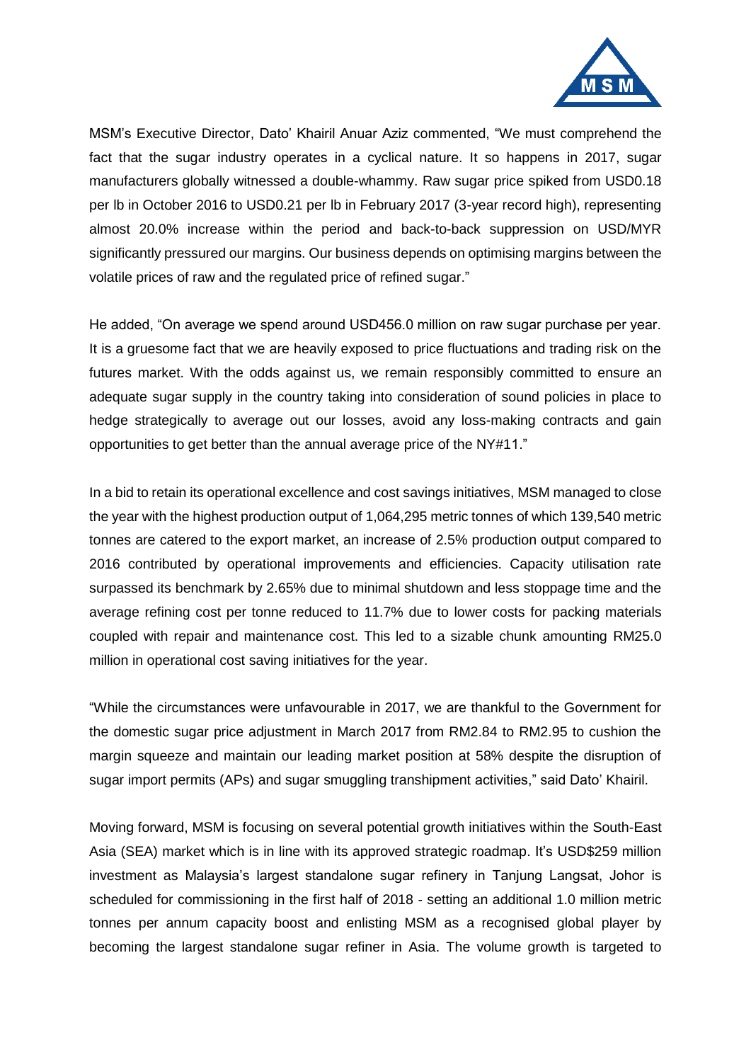MSM's Executive Director, Dato' Khairil Anuar Aziz commented, "We must comprehend the fact that the sugar industry operates in a cyclical nature. It so happens in 2017, sugar manufacturers globally witnessed a double-whammy. Raw sugar price spiked from USD0.18 per lb in October 2016 to USD0.21 per lb in February 2017 (3-year record high), representing almost 20.0% increase within the period and back-to-back suppression on USD/MYR significantly pressured our margins. Our business depends on optimising margins between the volatile prices of raw and the regulated price of refined sugar."

He added, "On average we spend around USD456.0 million on raw sugar purchase per year. It is a gruesome fact that we are heavily exposed to price fluctuations and trading risk on the futures market. With the odds against us, we remain responsibly committed to ensure an adequate sugar supply in the country taking into consideration of sound policies in place to hedge strategically to average out our losses, avoid any loss-making contracts and gain opportunities to get better than the annual average price of the NY#11."

In a bid to retain its operational excellence and cost savings initiatives, MSM managed to close the year with the highest production output of 1,064,295 metric tonnes of which 139,540 metric tonnes are catered to the export market, an increase of 2.5% production output compared to 2016 contributed by operational improvements and efficiencies. Capacity utilisation rate surpassed its benchmark by 2.65% due to minimal shutdown and less stoppage time and the average refining cost per tonne reduced to 11.7% due to lower costs for packing materials coupled with repair and maintenance cost. This led to a sizable chunk amounting RM25.0 million in operational cost saving initiatives for the year.

"While the circumstances were unfavourable in 2017, we are thankful to the Government for the domestic sugar price adjustment in March 2017 from RM2.84 to RM2.95 to cushion the margin squeeze and maintain our leading market position at 58% despite the disruption of sugar import permits (APs) and sugar smuggling transhipment activities," said Dato' Khairil.

Moving forward, MSM is focusing on several potential growth initiatives within the South-East Asia (SEA) market which is in line with its approved strategic roadmap. It's USD$259 million investment as Malaysia's largest standalone sugar refinery in Tanjung Langsat, Johor is scheduled for commissioning in the first half of 2018 - setting an additional 1.0 million metric tonnes per annum capacity boost and enlisting MSM as a recognised global player by becoming the largest standalone sugar refiner in Asia. The volume growth is targeted to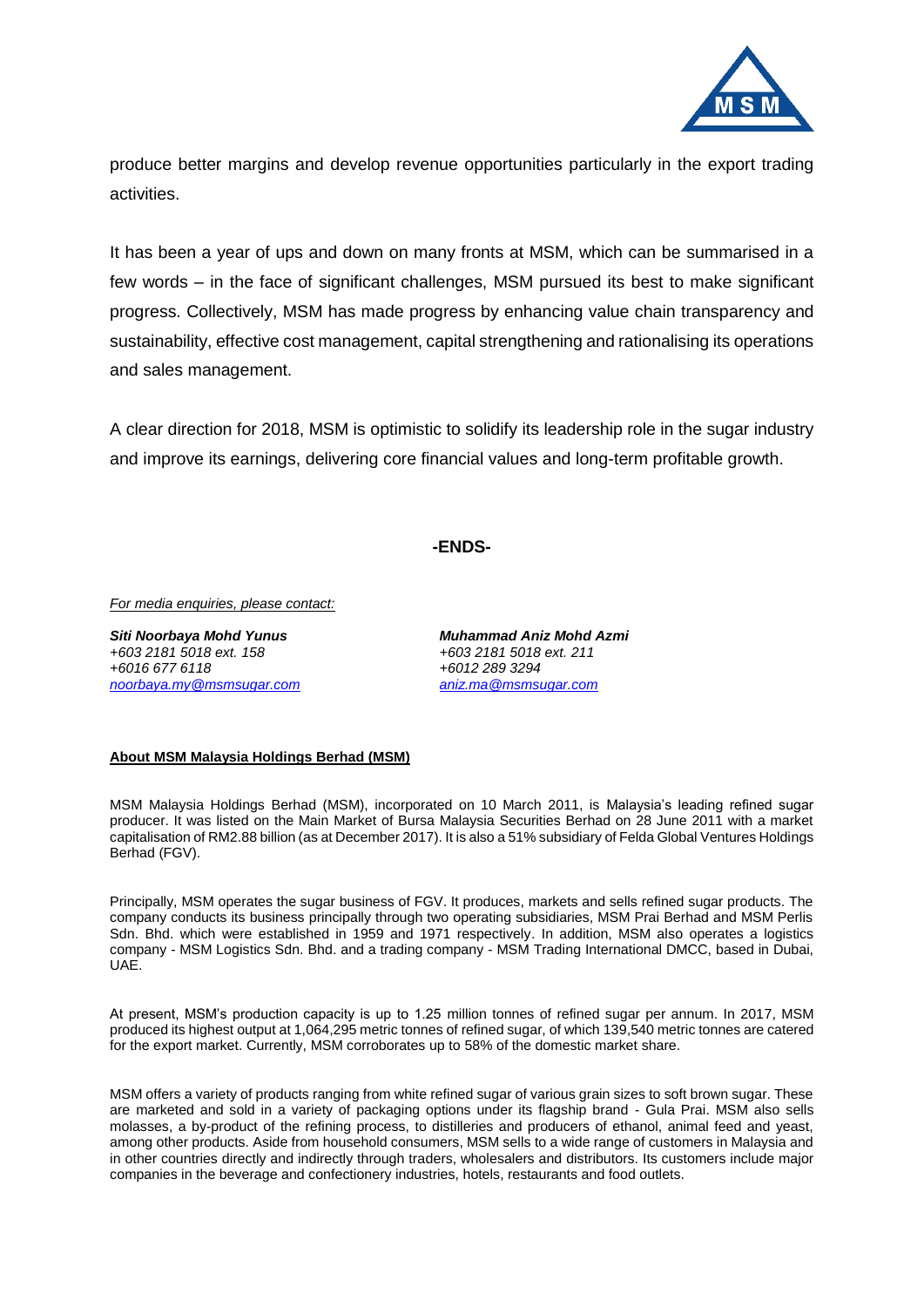produce better margins and develop revenue opportunities particularly in the export trading activities.

It has been a year of ups and down on many fronts at MSM, which can be summarised in a few words – in the face of significant challenges, MSM pursued its best to make significant progress. Collectively, MSM has made progress by enhancing value chain transparency and sustainability, effective cost management, capital strengthening and rationalising its operations and sales management.

A clear direction for 2018, MSM is optimistic to solidify its leadership role in the sugar industry and improve its earnings, delivering core financial values and long-term profitable growth.

**-ENDS-**

*For media enquiries, please contact:*

***Siti Noorbaya Mohd Yunus***
*+603 2181 5018 ext. 158*
*+6016 677 6118*
*noorbaya.my@msmsugar.com*

***Muhammad Aniz Mohd Azmi***
*+603 2181 5018 ext. 211*
*+6012 289 3294*
*aniz.ma@msmsugar.com*

**About MSM Malaysia Holdings Berhad (MSM)**

MSM Malaysia Holdings Berhad (MSM), incorporated on 10 March 2011, is Malaysia's leading refined sugar producer. It was listed on the Main Market of Bursa Malaysia Securities Berhad on 28 June 2011 with a market capitalisation of RM2.88 billion (as at December 2017). It is also a 51% subsidiary of Felda Global Ventures Holdings Berhad (FGV).

Principally, MSM operates the sugar business of FGV. It produces, markets and sells refined sugar products. The company conducts its business principally through two operating subsidiaries, MSM Prai Berhad and MSM Perlis Sdn. Bhd. which were established in 1959 and 1971 respectively. In addition, MSM also operates a logistics company - MSM Logistics Sdn. Bhd. and a trading company - MSM Trading International DMCC, based in Dubai, UAE.

At present, MSM's production capacity is up to 1.25 million tonnes of refined sugar per annum. In 2017, MSM produced its highest output at 1,064,295 metric tonnes of refined sugar, of which 139,540 metric tonnes are catered for the export market. Currently, MSM corroborates up to 58% of the domestic market share.

MSM offers a variety of products ranging from white refined sugar of various grain sizes to soft brown sugar. These are marketed and sold in a variety of packaging options under its flagship brand - Gula Prai. MSM also sells molasses, a by-product of the refining process, to distilleries and producers of ethanol, animal feed and yeast, among other products. Aside from household consumers, MSM sells to a wide range of customers in Malaysia and in other countries directly and indirectly through traders, wholesalers and distributors. Its customers include major companies in the beverage and confectionery industries, hotels, restaurants and food outlets.